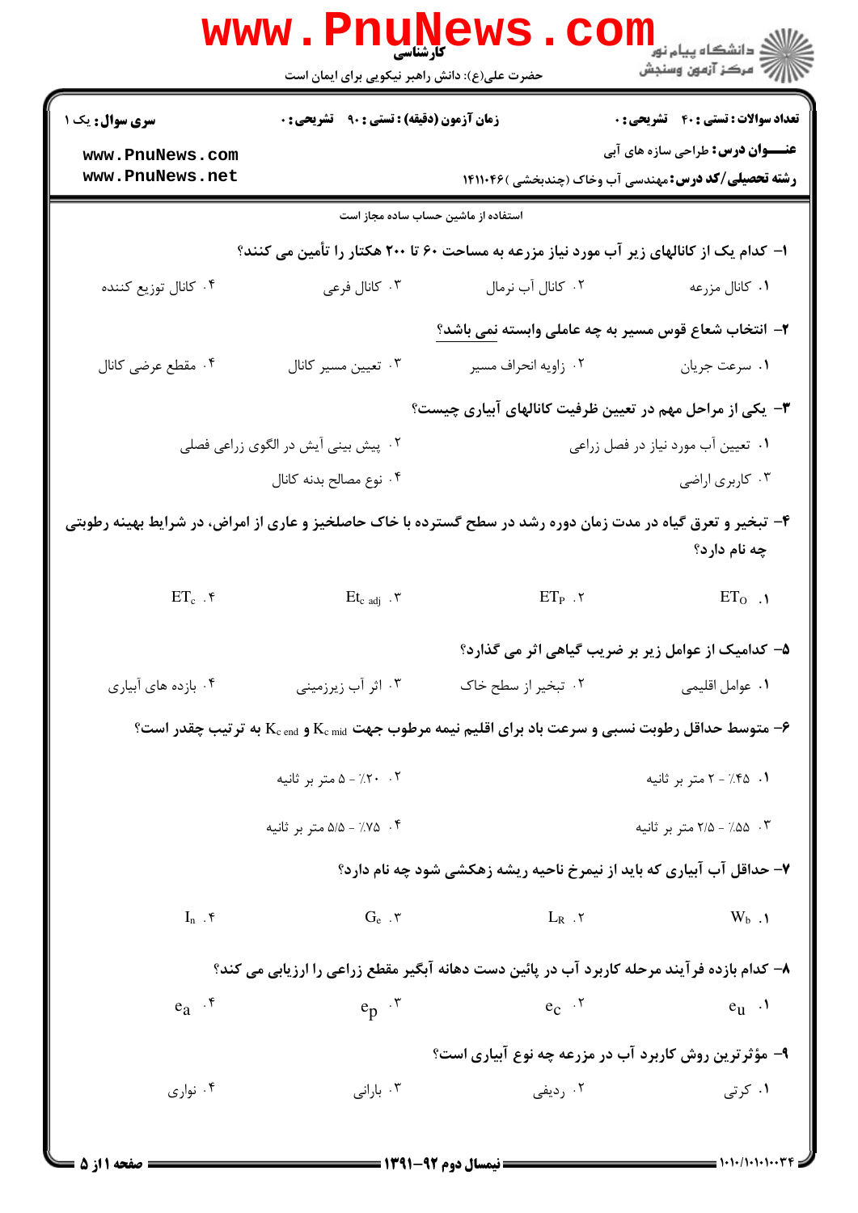کارشناسی

حضرت علی(ع): دانش راهبر نیکویی برای ایمان است

مرکز آزمون وسنجش

| سری سوال: یک ۱ | زمان آزمون (دقیقه) : تستی : ۹۰ تشریحی : ۰ | تعداد سوالات : تستی : ۴۰ تشریحی : ۰ |
|---|---|---|
| | | **عنوان درس:** طراحی سازه های آبی |
| | | **رشته تحصیلی/کد درس:** مهندسی آب وخاک (چندبخشی ) ۱۴۱۱۰۴۶ |

استفاده از ماشین حساب ساده مجاز است

**۱- کدام یک از کانالهای زیر آب مورد نیاز مزرعه به مساحت ۶۰ تا ۲۰۰ هکتار را تأمین می کنند؟**

۱. کانال مزرعه
۲. کانال آب نرمال
۳. کانال فرعی
۴. کانال توزیع کننده

**۲- انتخاب شعاع قوس مسیر به چه عاملی وابسته نمی باشد؟**

۱. سرعت جریان
۲. زاویه انحراف مسیر
۳. تعیین مسیر کانال
۴. مقطع عرضی کانال

**۳- یکی از مراحل مهم در تعیین ظرفیت کانالهای آبیاری چیست؟**

۱. تعیین آب مورد نیاز در فصل زراعی
۲. پیش بینی آیش در الگوی زراعی فصلی
۳. کاربری اراضی
۴. نوع مصالح بدنه کانال

**۴- تبخیر و تعرق گیاه در مدت زمان دوره رشد در سطح گسترده با خاک حاصلخیز و عاری از امراض، در شرایط بهینه رطوبتی چه نام دارد؟**

۱. $ET_O$
۲. $ET_P$
۳. $Et_{c\ adj}$
۴. $ET_c$

**۵- کدامیک از عوامل زیر بر ضریب گیاهی اثر می گذارد؟**

۱. عوامل اقلیمی
۲. تبخیر از سطح خاک
۳. اثر آب زیرزمینی
۴. بازده های آبیاری

**۶- متوسط حداقل رطوبت نسبی و سرعت باد برای اقلیم نیمه مرطوب جهت $K_{c\ mid}$ و $K_{c\ end}$ به ترتیب چقدر است؟**

۱. ۴۵٪ - ۲ متر بر ثانیه
۲. ۲۰٪ - ۵ متر بر ثانیه
۳. ۵۵٪ - ۲/۵ متر بر ثانیه
۴. ۷۵٪ - ۵/۵ متر بر ثانیه

**۷- حداقل آب آبیاری که باید از نیمرخ ناحیه ریشه زهکشی شود چه نام دارد؟**

۱. $W_b$
۲. $L_R$
۳. $G_e$
۴. $I_n$

**۸- کدام بازده فرآیند مرحله کاربرد آب در پائین دست دهانه آبگیر مقطع زراعی را ارزیابی می کند؟**

۱. $e_u$
۲. $e_c$
۳. $e_p$
۴. $e_a$

**۹- مؤثرترین روش کاربرد آب در مزرعه چه نوع آبیاری است؟**

۱. کرتی
۲. ردیفی
۳. بارانی
۴. نواری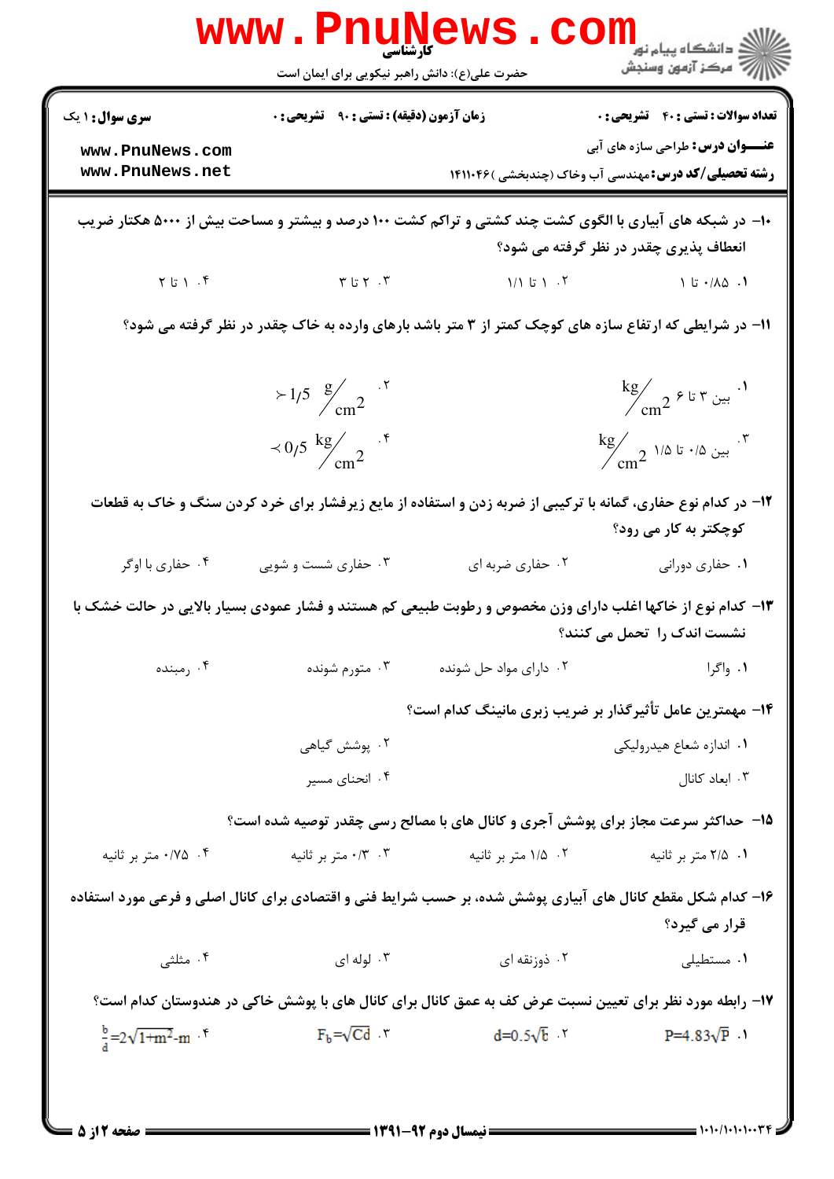**تعداد سوالات : تستی : ۴۰ تشریحی : ۰** | **زمان آزمون (دقیقه) : تستی : ۹۰ تشریحی : ۰** | **سری سوال : ۱ یک**

**عنـــوان درس:** طراحی سازه های آبی

**رشته تحصیلی/کد درس:** مهندسی آب وخاک (چندبخشی ) ۱۴۱۱۰۴۶

۱۰- در شبکه های آبیاری با الگوی کشت چند کشتی و تراکم کشت ۱۰۰ درصد و بیشتر و مساحت بیش از ۵۰۰۰ هکتار ضریب انعطاف پذیری چقدر در نظر گرفته می شود؟

۱. ۰/۸۵ تا ۱ ۲. ۱ تا ۱/۱ ۳. ۲ تا ۳ ۴. ۱ تا ۲

۱۱- در شرایطی که ارتفاع سازه های کوچک کمتر از ۳ متر باشد بارهای وارده به خاک چقدر در نظر گرفته می شود؟

۱. بین ۳ تا ۶ $\frac{kg}{cm^2}$ ۲. $\succ 1/5 \ \frac{g}{cm^2}$

۳. بین ۰/۵ تا ۱/۵ $\frac{kg}{cm^2}$ ۴. $\prec 0/5 \ \frac{kg}{cm^2}$

۱۲- در کدام نوع حفاری، گمانه با ترکیبی از ضربه زدن و استفاده از مایع زیرفشار برای خرد کردن سنگ و خاک به قطعات کوچکتر به کار می رود؟

۱. حفاری دورانی ۲. حفاری ضربه ای ۳. حفاری شست و شویی ۴. حفاری با اوگر

۱۳- کدام نوع از خاکها اغلب دارای وزن مخصوص و رطوبت طبیعی کم هستند و فشار عمودی بسیار بالایی در حالت خشک با نشست اندک را تحمل می کنند؟

۱. واگرا ۲. دارای مواد حل شونده ۳. متورم شونده ۴. رمبنده

۱۴- مهمترین عامل تأثیرگذار بر ضریب زبری مانینگ کدام است؟

۱. اندازه شعاع هیدرولیکی ۲. پوشش گیاهی

۳. ابعاد کانال ۴. انحنای مسیر

۱۵- حداکثر سرعت مجاز برای پوشش آجری و کانال های با مصالح رسی چقدر توصیه شده است؟

۱. ۲/۵ متر بر ثانیه ۲. ۱/۵ متر بر ثانیه ۳. ۰/۳ متر بر ثانیه ۴. ۰/۷۵ متر بر ثانیه

۱۶- کدام شکل مقطع کانال های آبیاری پوشش شده، بر حسب شرایط فنی و اقتصادی برای کانال اصلی و فرعی مورد استفاده قرار می گیرد؟

۱. مستطیلی ۲. ذوزنقه ای ۳. لوله ای ۴. مثلثی

۱۷- رابطه مورد نظر برای تعیین نسبت عرض کف به عمق کانال برای کانال های با پوشش خاکی در هندوستان کدام است؟

۱. $P=4.83\sqrt{P}$ ۲. $d=0.5\sqrt{b}$ ۳. $F_b=\sqrt{Cd}$ ۴. $\frac{b}{d}=2\sqrt{1+m^2}-m$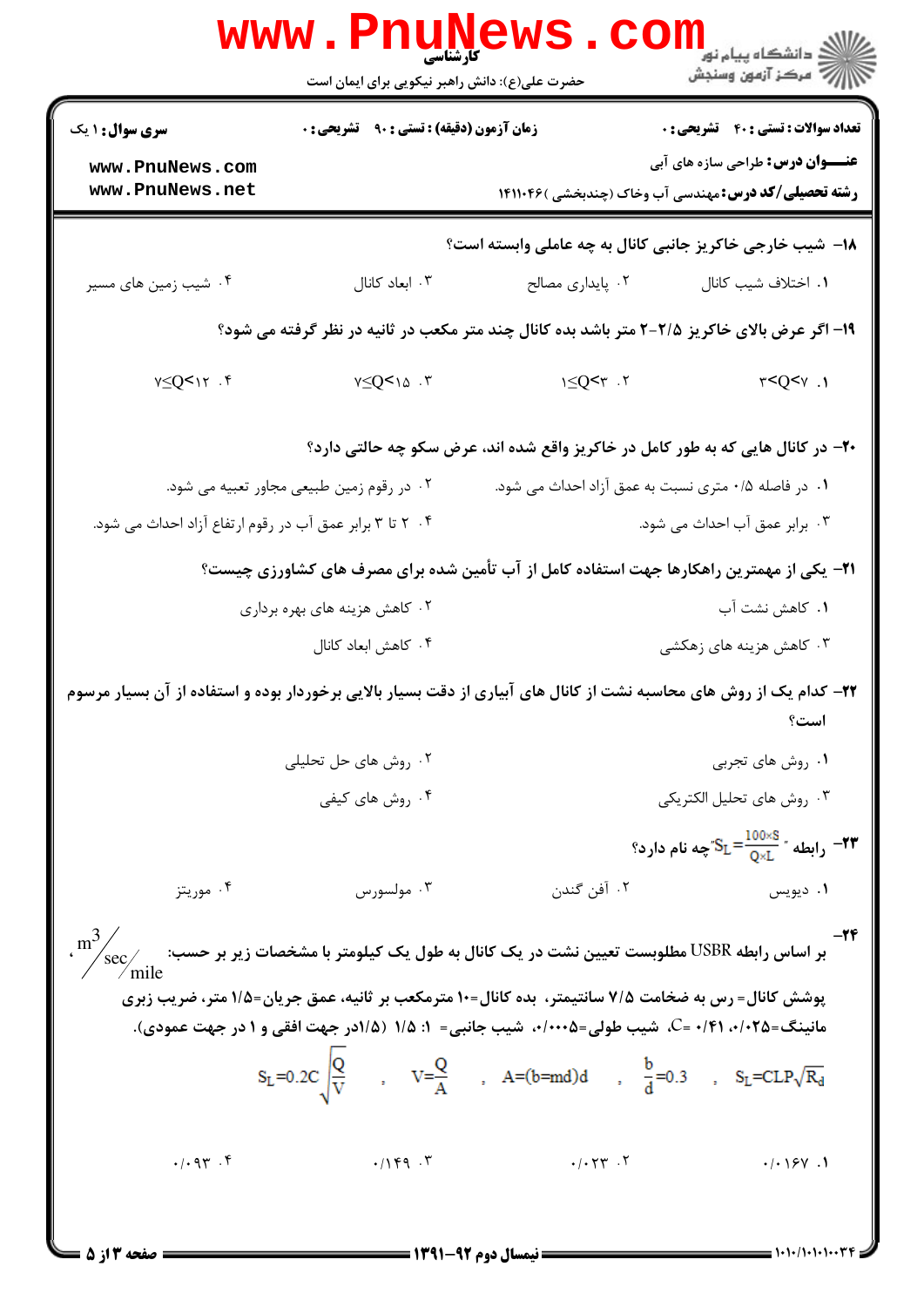۱۸- شیب خارجی خاکریز جانبی کانال به چه عاملی وابسته است؟

۱. اختلاف شیب کانال
۲. پایداری مصالح
۳. ابعاد کانال
۴. شیب زمین های مسیر

۱۹- اگر عرض بالای خاکریز ۲/۵-۲ متر باشد بده کانال چند متر مکعب در ثانیه در نظر گرفته می شود؟

۱. $3<Q<7$
۲. $1\leq Q<3$
۳. $7\leq Q<15$
۴. $7\leq Q<12$

۲۰- در کانال هایی که به طور کامل در خاکریز واقع شده اند، عرض سکو چه حالتی دارد؟

۱. در فاصله ۰/۵ متری نسبت به عمق آزاد احداث می شود.
۲. در رقوم زمین طبیعی مجاور تعبیه می شود.
۳. برابر عمق آب احداث می شود.
۴. ۲ تا ۳ برابر عمق آب در رقوم ارتفاع آزاد احداث می شود.

۲۱- یکی از مهمترین راهکارها جهت استفاده کامل از آب تأمین شده برای مصرف های کشاورزی چیست؟

۱. کاهش نشت آب
۲. کاهش هزینه های بهره برداری
۳. کاهش هزینه های زهکشی
۴. کاهش ابعاد کانال

۲۲- کدام یک از روش های محاسبه نشت از کانال های آبیاری از دقت بسیار بالایی برخوردار بوده و استفاده از آن بسیار مرسوم است؟

۱. روش های تجربی
۲. روش های حل تحلیلی
۳. روش های تحلیل الکتریکی
۴. روش های کیفی

۲۳- رابطه " $S_L=\frac{100\times S}{Q\times L}$ " چه نام دارد؟

۱. دیویس
۲. آفن گندن
۳. مولسورس
۴. موریتز

۲۴- بر اساس رابطه USBR مطلوبست تعیین نشت در یک کانال به طول یک کیلومتر با مشخصات زیر بر حسب: $\frac{m^3}{sec}/mile$ ،

پوشش کانال= رس به ضخامت ۷/۵ سانتیمتر، بده کانال=۱۰ مترمکعب بر ثانیه، عمق جریان=۱/۵ متر، ضریب زبری مانینگ=۰/۰۲۵، ۰/۴۱ =C، شیب طولی=۰/۰۰۰۵، شیب جانبی= ۱: ۱/۵ (۱/۵در جهت افقی و ۱ در جهت عمودی).

$$S_L=0.2C\sqrt{\frac{Q}{V}} \quad , \quad V=\frac{Q}{A} \quad , \quad A=(b+md)d \quad , \quad \frac{b}{d}=0.3 \quad , \quad S_L=CLP\sqrt{R_d}$$

۱. ۰/۰۱۶۷
۲. ۰/۰۲۳
۳. ۰/۱۴۹
۴. ۰/۰۹۳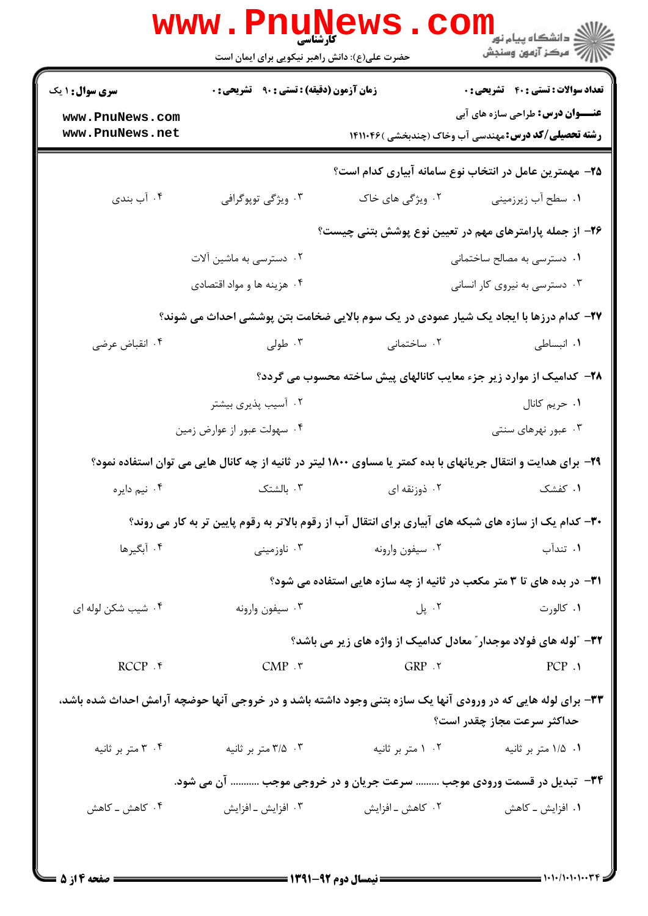**سری سوال: ۱ یک** | **زمان آزمون (دقیقه) : تستی : ۹۰ تشریحی : ۰** | **تعداد سوالات : تستی : ۴۰ تشریحی : ۰**

**عنـــوان درس:** طراحی سازه های آبی

**رشته تحصیلی/کد درس:** مهندسی آب وخاک (چندبخشی ) ۱۴۱۱۰۴۶

۲۵- مهمترین عامل در انتخاب نوع سامانه آبیاری کدام است؟

۱. سطح آب زیرزمینی
۲. ویژگی های خاک
۳. ویژگی توپوگرافی
۴. آب بندی

۲۶- از جمله پارامترهای مهم در تعیین نوع پوشش بتنی چیست؟

۱. دسترسی به مصالح ساختمانی
۲. دسترسی به ماشین آلات
۳. دسترسی به نیروی کار انسانی
۴. هزینه ها و مواد اقتصادی

۲۷- کدام درزها با ایجاد یک شیار عمودی در یک سوم بالایی ضخامت بتن پوششی احداث می شوند؟

۱. انبساطی
۲. ساختمانی
۳. طولی
۴. انقباض عرضی

۲۸- کدامیک از موارد زیر جزء معایب کانالهای پیش ساخته محسوب می گردد؟

۱. حریم کانال
۲. آسیب پذیری بیشتر
۳. عبور نهرهای سنتی
۴. سهولت عبور از عوارض زمین

۲۹- برای هدایت و انتقال جریانهای با بده کمتر یا مساوی ۱۸۰۰ لیتر در ثانیه از چه کانال هایی می توان استفاده نمود؟

۱. کفشک
۲. ذوزنقه ای
۳. بالشتک
۴. نیم دایره

۳۰- کدام یک از سازه های شبکه های آبیاری برای انتقال آب از رقوم بالاتر به رقوم پایین تر به کار می روند؟

۱. تندآب
۲. سیفون وارونه
۳. ناوزمینی
۴. آبگیرها

۳۱- در بده های تا ۳ متر مکعب در ثانیه از چه سازه هایی استفاده می شود؟

۱. کالورت
۲. پل
۳. سیفون وارونه
۴. شیب شکن لوله ای

۳۲- "لوله های فولاد موجدار" معادل کدامیک از واژه های زیر می باشد؟

۱. PCP
۲. GRP
۳. CMP
۴. RCCP

۳۳- برای لوله هایی که در ورودی آنها یک سازه بتنی وجود داشته باشد و در خروجی آنها حوضچه آرامش احداث شده باشد، حداکثر سرعت مجاز چقدر است؟

۱. ۱/۵ متر بر ثانیه
۲. ۱ متر بر ثانیه
۳. ۳/۵ متر بر ثانیه
۴. ۳ متر بر ثانیه

۳۴- تبدیل در قسمت ورودی موجب ......... سرعت جریان و در خروجی موجب ........... آن می شود.

۱. افزایش ـ کاهش
۲. کاهش ـ افزایش
۳. افزایش ـ افزایش
۴. کاهش ـ کاهش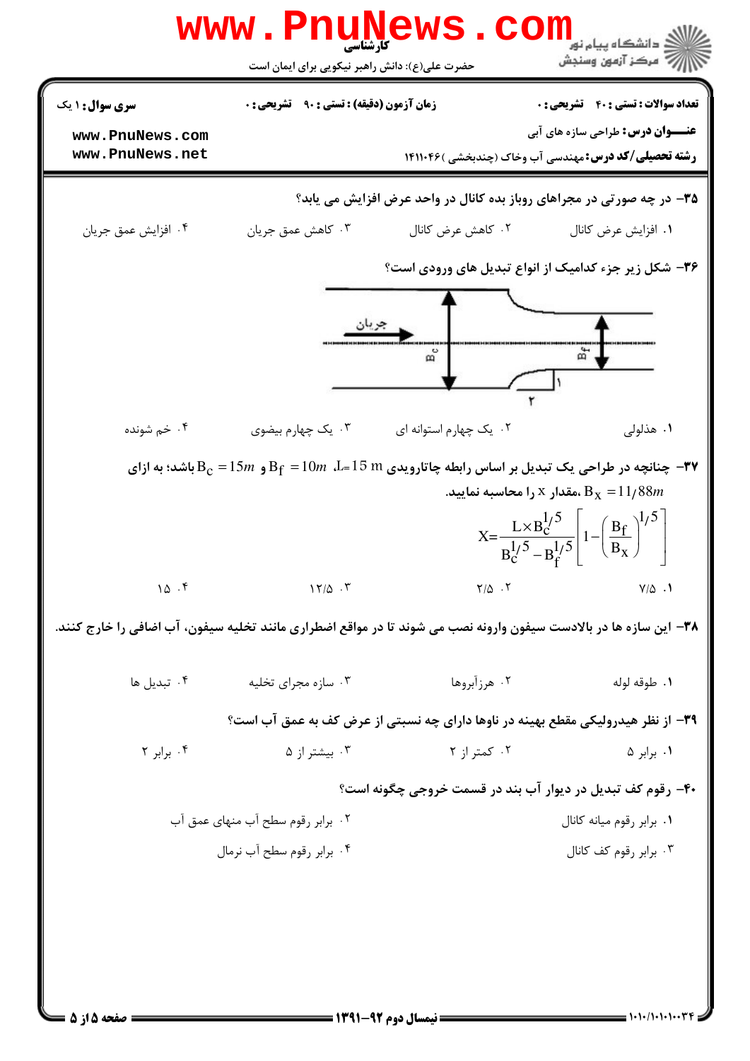**۳۵- در چه صورتی در مجراهای روباز بده کانال در واحد عرض افزایش می یابد؟**

۱. افزایش عرض کانال
۲. کاهش عرض کانال
۳. کاهش عمق جریان
۴. افزایش عمق جریان

**۳۶- شکل زیر جزء کدامیک از انواع تبدیل های ورودی است؟**

جریان

$B_c$

$B_f$

۱

۲

۱. هذلولی
۲. یک چهارم استوانه ای
۳. یک چهارم بیضوی
۴. خم شونده

**۳۷- چنانچه در طراحی یک تبدیل بر اساس رابطه چاتورویدی $L=15\ m$، $B_f=10m$ و $B_c=15m$ باشد؛ به ازای $B_X=11/88m$، مقدار $x$ را محاسبه نمایید.**

$$X=\frac{L\times B_C^{1/5}}{B_C^{1/5}-B_f^{1/5}}\left[1-\left(\frac{B_f}{B_X}\right)^{1/5}\right]$$

۱. ۷/۵
۲. ۲/۵
۳. ۱۲/۵
۴. ۱۵

**۳۸- این سازه ها در بالادست سیفون وارونه نصب می شوند تا در مواقع اضطراری مانند تخلیه سیفون، آب اضافی را خارج کنند.**

۱. طوقه لوله
۲. هرزآبروها
۳. سازه مجرای تخلیه
۴. تبدیل ها

**۳۹- از نظر هیدرولیکی مقطع بهینه در ناوها دارای چه نسبتی از عرض کف به عمق آب است؟**

۱. برابر ۵
۲. کمتر از ۲
۳. بیشتر از ۵
۴. برابر ۲

**۴۰- رقوم کف تبدیل در دیوار آب بند در قسمت خروجی چگونه است؟**

۱. برابر رقوم میانه کانال
۲. برابر رقوم سطح آب منهای عمق آب
۳. برابر رقوم کف کانال
۴. برابر رقوم سطح آب نرمال